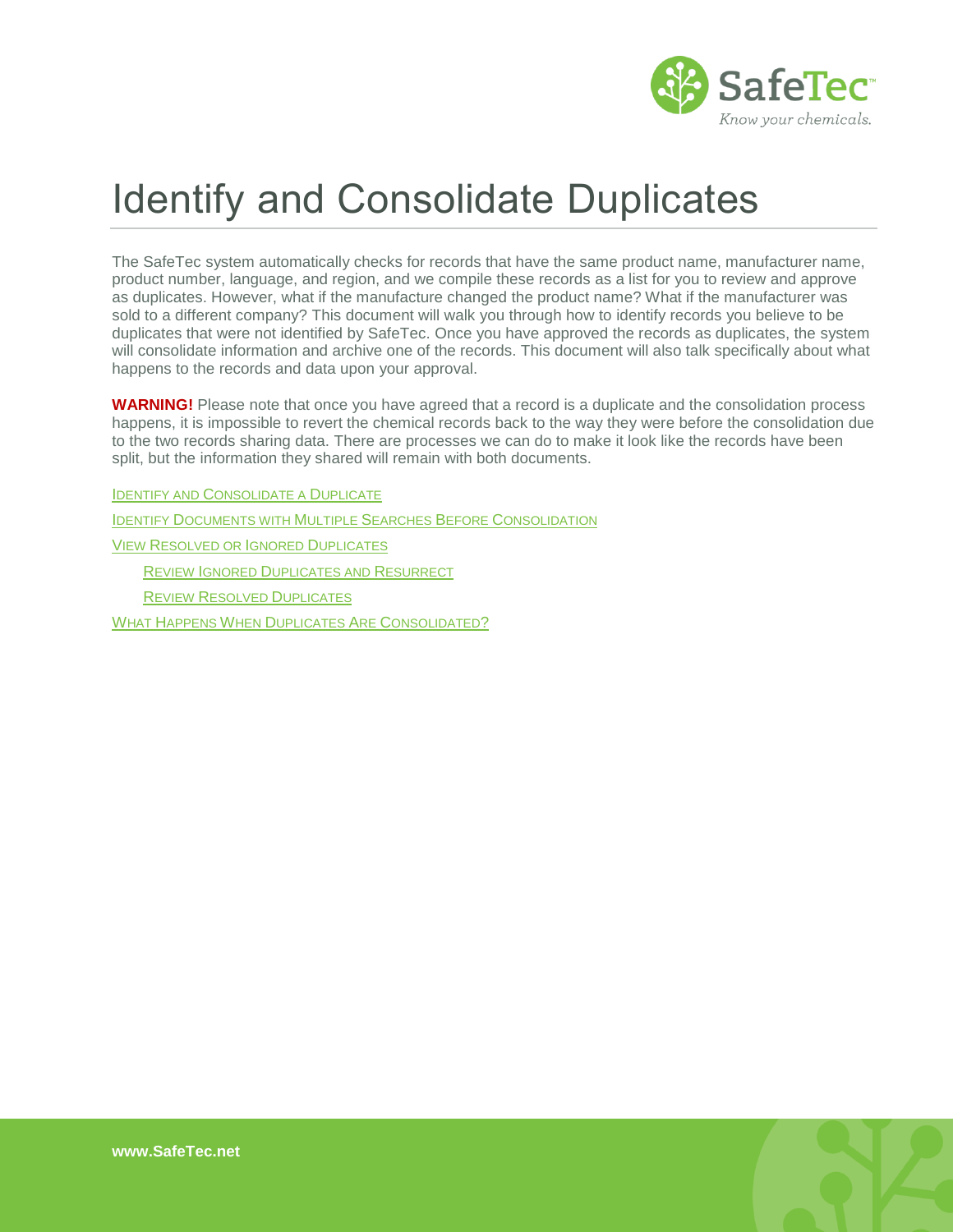# Identify and Consolidate Duplicates

The SafeTec system automatically checks for records that have the same product name, manufacturer name, product number, language, and region, and we compile these records as a list for you to review and approve as duplicates. However, what if the manufacture changed the product name? What if the manufacturer was sold to a different company? This document will walk you through how to identify records you believe to be duplicates that were not identified by SafeTec. Once you have approved the records as duplicates, the system will consolidate information and archive one of the records. This document will also talk specifically about what happens to the records and data upon your approval.

**WARNING!** Please note that once you have agreed that a record is a duplicate and the consolidation process happens, it is impossible to revert the chemical records back to the way they were before the consolidation due to the two records sharing data. There are processes we can do to make it look like the records have been split, but the information they shared will remain with both documents.

- Identify and Consolidate a Duplicate
- Identify Documents with Multiple Searches Before Consolidation
- View Resolved or Ignored Duplicates
  - Review Ignored Duplicates and Resurrect
  - Review Resolved Duplicates
- What Happens When Duplicates Are Consolidated?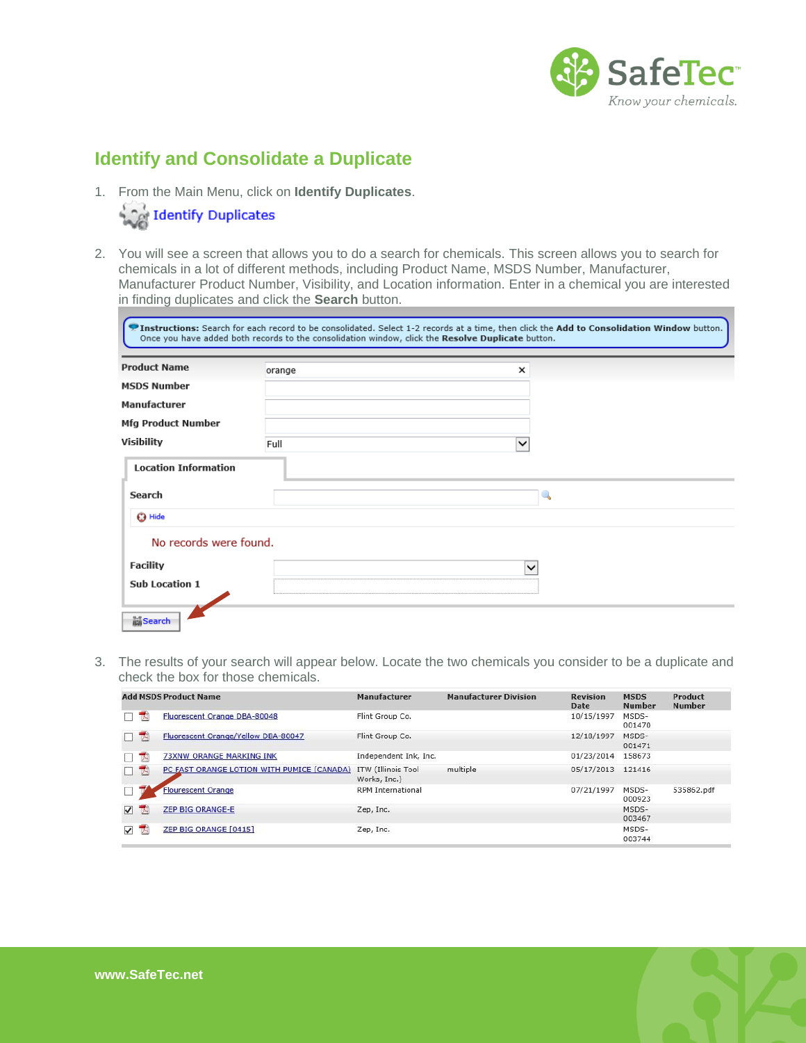## Identify and Consolidate a Duplicate

1. From the Main Menu, click on **Identify Duplicates**.

   Identify Duplicates

2. You will see a screen that allows you to do a search for chemicals. This screen allows you to search for chemicals in a lot of different methods, including Product Name, MSDS Number, Manufacturer, Manufacturer Product Number, Visibility, and Location information. Enter in a chemical you are interested in finding duplicates and click the **Search** button.

   **Instructions:** Search for each record to be consolidated. Select 1-2 records at a time, then click the **Add to Consolidation Window** button. Once you have added both records to the consolidation window, click the **Resolve Duplicate** button.

   | Field | Value |
   | --- | --- |
   | Product Name | orange |
   | MSDS Number | |
   | Manufacturer | |
   | Mfg Product Number | |
   | Visibility | Full |

   **Location Information**

   | Field | Value |
   | --- | --- |
   | Search | |
   | Facility | |
   | Sub Location 1 | |

   Hide

   No records were found.

   Search

3. The results of your search will appear below. Locate the two chemicals you consider to be a duplicate and check the box for those chemicals.

| Add | MSDS | Product Name | Manufacturer | Manufacturer Division | Revision Date | MSDS Number | Product Number |
| --- | --- | --- | --- | --- | --- | --- | --- |
| ☐ | | Fluorescent Orange DBA-80048 | Flint Group Co. | | 10/15/1997 | MSDS-001470 | |
| ☐ | | Fluorescent Orange/Yellow DBA-80047 | Flint Group Co. | | 12/18/1997 | MSDS-001471 | |
| ☐ | | 73XNW ORANGE MARKING INK | Independent Ink, Inc. | | 01/23/2014 | 158673 | |
| ☐ | | PC FAST ORANGE LOTION WITH PUMICE [CANADA] | ITW (Illinois Tool Works, Inc.) | multiple | 05/17/2013 | 121416 | |
| ☐ | | Flourescent Orange | RPM International | | 07/21/1997 | MSDS-000923 | 535862.pdf |
| ☑ | | ZEP BIG ORANGE-E | Zep, Inc. | | | MSDS-003467 | |
| ☑ | | ZEP BIG ORANGE [0415] | Zep, Inc. | | | MSDS-003744 | |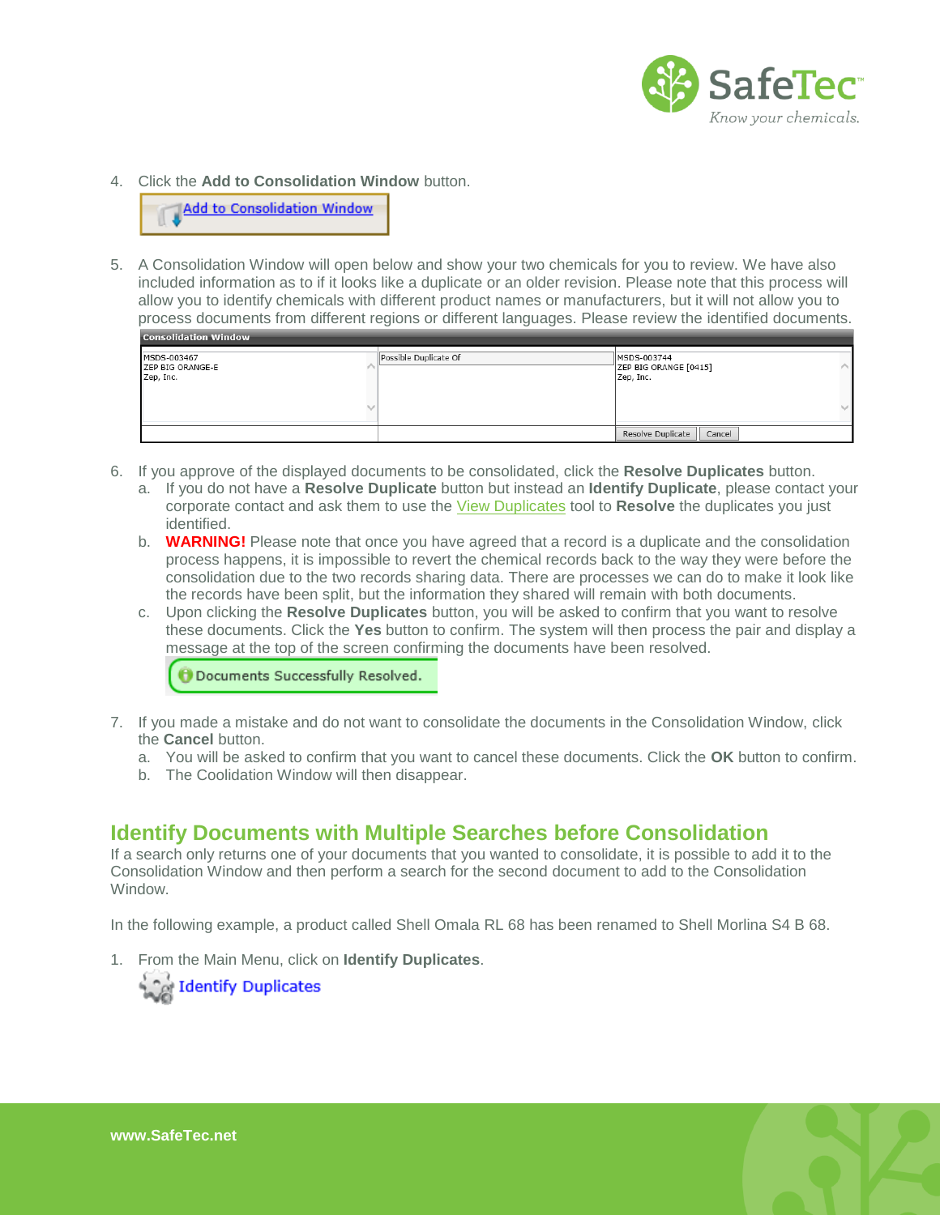4. Click the **Add to Consolidation Window** button.

5. A Consolidation Window will open below and show your two chemicals for you to review. We have also included information as to if it looks like a duplicate or an older revision. Please note that this process will allow you to identify chemicals with different product names or manufacturers, but it will not allow you to process documents from different regions or different languages. Please review the identified documents.

6. If you approve of the displayed documents to be consolidated, click the **Resolve Duplicates** button.
   a. If you do not have a **Resolve Duplicate** button but instead an **Identify Duplicate**, please contact your corporate contact and ask them to use the View Duplicates tool to **Resolve** the duplicates you just identified.
   b. **WARNING!** Please note that once you have agreed that a record is a duplicate and the consolidation process happens, it is impossible to revert the chemical records back to the way they were before the consolidation due to the two records sharing data. There are processes we can do to make it look like the records have been split, but the information they shared will remain with both documents.
   c. Upon clicking the **Resolve Duplicates** button, you will be asked to confirm that you want to resolve these documents. Click the **Yes** button to confirm. The system will then process the pair and display a message at the top of the screen confirming the documents have been resolved.

7. If you made a mistake and do not want to consolidate the documents in the Consolidation Window, click the **Cancel** button.
   a. You will be asked to confirm that you want to cancel these documents. Click the **OK** button to confirm.
   b. The Coolidation Window will then disappear.

## Identify Documents with Multiple Searches before Consolidation

If a search only returns one of your documents that you wanted to consolidate, it is possible to add it to the Consolidation Window and then perform a search for the second document to add to the Consolidation Window.

In the following example, a product called Shell Omala RL 68 has been renamed to Shell Morlina S4 B 68.

1. From the Main Menu, click on **Identify Duplicates**.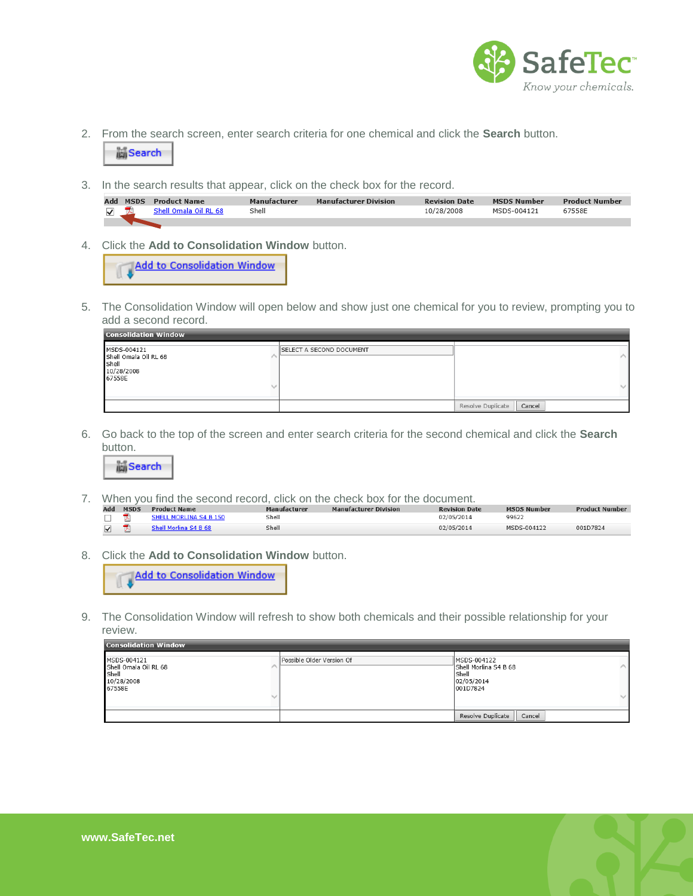2. From the search screen, enter search criteria for one chemical and click the **Search** button.

   Search

3. In the search results that appear, click on the check box for the record.

| Add | MSDS | Product Name | Manufacturer | Manufacturer Division | Revision Date | MSDS Number | Product Number |
|---|---|---|---|---|---|---|---|
| ☑ | | Shell Omala Oil RL 68 | Shell | | 10/28/2008 | MSDS-004121 | 67558E |

4. Click the **Add to Consolidation Window** button.

   Add to Consolidation Window

5. The Consolidation Window will open below and show just one chemical for you to review, prompting you to add a second record.

| Consolidation Window | | |
|---|---|---|
| MSDS-004121<br>Shell Omala Oil RL 68<br>Shell<br>10/28/2008<br>67558E | SELECT A SECOND DOCUMENT | |
| | | Resolve Duplicate Cancel |

6. Go back to the top of the screen and enter search criteria for the second chemical and click the **Search** button.

   Search

7. When you find the second record, click on the check box for the document.

| Add | MSDS | Product Name | Manufacturer | Manufacturer Division | Revision Date | MSDS Number | Product Number |
|---|---|---|---|---|---|---|---|
| ☐ | | SHELL MORLINA S4 B 150 | Shell | | 02/05/2014 | 99622 | |
| ☑ | | Shell Morlina S4 B 68 | Shell | | 02/05/2014 | MSDS-004122 | 001D7824 |

8. Click the **Add to Consolidation Window** button.

   Add to Consolidation Window

9. The Consolidation Window will refresh to show both chemicals and their possible relationship for your review.

| Consolidation Window | | |
|---|---|---|
| MSDS-004121<br>Shell Omala Oil RL 68<br>Shell<br>10/28/2008<br>67558E | Possible Older Version Of | MSDS-004122<br>Shell Morlina S4 B 68<br>Shell<br>02/05/2014<br>001D7824 |
| | | Resolve Duplicate Cancel |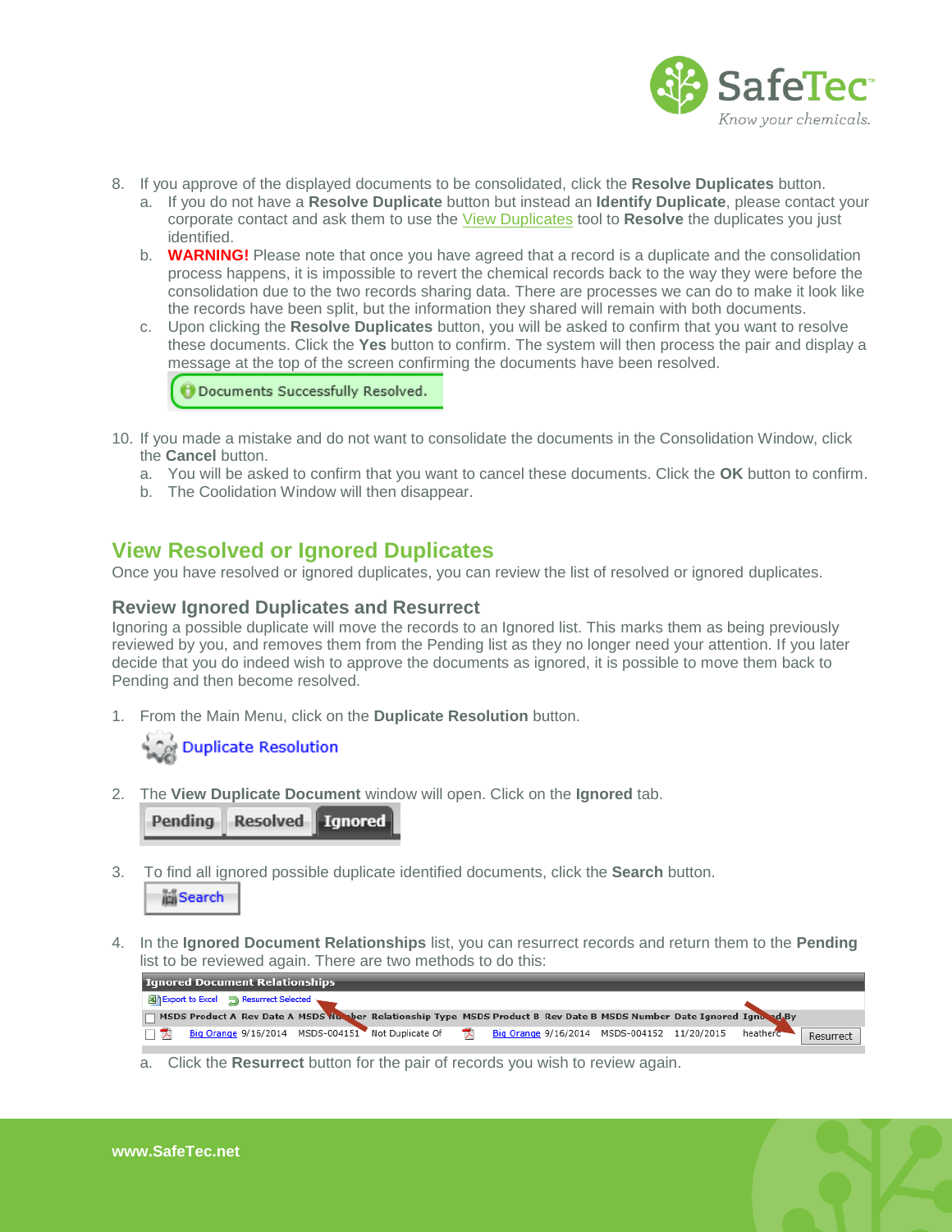8. If you approve of the displayed documents to be consolidated, click the **Resolve Duplicates** button.
   a. If you do not have a **Resolve Duplicate** button but instead an **Identify Duplicate**, please contact your corporate contact and ask them to use the View Duplicates tool to **Resolve** the duplicates you just identified.
   b. **WARNING!** Please note that once you have agreed that a record is a duplicate and the consolidation process happens, it is impossible to revert the chemical records back to the way they were before the consolidation due to the two records sharing data. There are processes we can do to make it look like the records have been split, but the information they shared will remain with both documents.
   c. Upon clicking the **Resolve Duplicates** button, you will be asked to confirm that you want to resolve these documents. Click the **Yes** button to confirm. The system will then process the pair and display a message at the top of the screen confirming the documents have been resolved.

   Documents Successfully Resolved.

10. If you made a mistake and do not want to consolidate the documents in the Consolidation Window, click the **Cancel** button.
    a. You will be asked to confirm that you want to cancel these documents. Click the **OK** button to confirm.
    b. The Coolidation Window will then disappear.

## View Resolved or Ignored Duplicates

Once you have resolved or ignored duplicates, you can review the list of resolved or ignored duplicates.

### Review Ignored Duplicates and Resurrect

Ignoring a possible duplicate will move the records to an Ignored list. This marks them as being previously reviewed by you, and removes them from the Pending list as they no longer need your attention. If you later decide that you do indeed wish to approve the documents as ignored, it is possible to move them back to Pending and then become resolved.

1. From the Main Menu, click on the **Duplicate Resolution** button.

   Duplicate Resolution

2. The **View Duplicate Document** window will open. Click on the **Ignored** tab.

   Pending | Resolved | Ignored

3. To find all ignored possible duplicate identified documents, click the **Search** button.

   Search

4. In the **Ignored Document Relationships** list, you can resurrect records and return them to the **Pending** list to be reviewed again. There are two methods to do this:

   **Ignored Document Relationships**

   Export to Excel | Resurrect Selected

   | | MSDS Product A | Rev Date A | MSDS Number | Relationship Type | | MSDS Product B | Rev Date B | MSDS Number | Date Ignored | Ignored By | |
   |---|---|---|---|---|---|---|---|---|---|---|---|
   | ☐ | Big Orange | 9/16/2014 | MSDS-004151 | Not Duplicate Of | | Big Orange | 9/16/2014 | MSDS-004152 | 11/20/2015 | heatherc | Resurrect |

   a. Click the **Resurrect** button for the pair of records you wish to review again.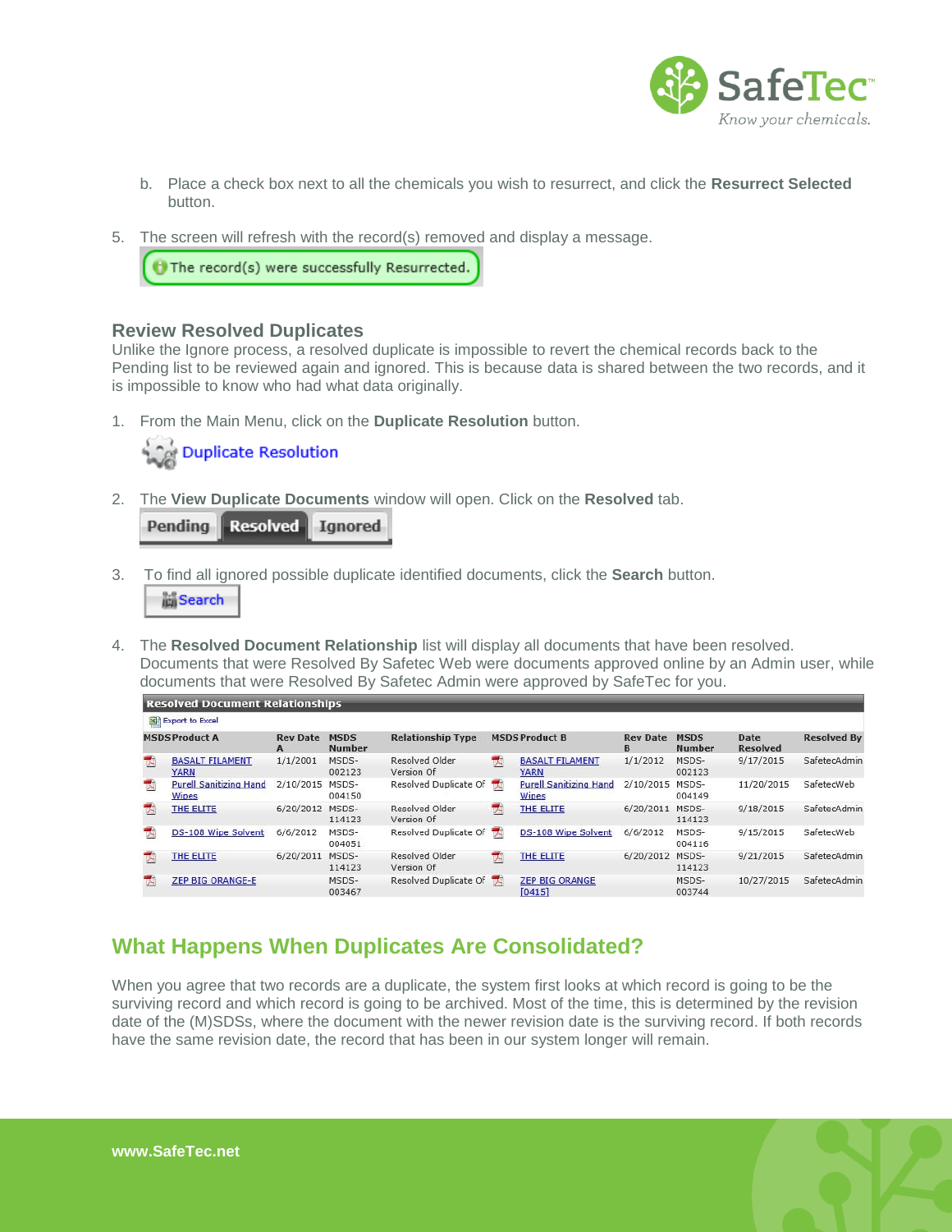b. Place a check box next to all the chemicals you wish to resurrect, and click the **Resurrect Selected** button.

5. The screen will refresh with the record(s) removed and display a message.

The record(s) were successfully Resurrected.

### Review Resolved Duplicates

Unlike the Ignore process, a resolved duplicate is impossible to revert the chemical records back to the Pending list to be reviewed again and ignored. This is because data is shared between the two records, and it is impossible to know who had what data originally.

1. From the Main Menu, click on the **Duplicate Resolution** button.

   Duplicate Resolution

2. The **View Duplicate Documents** window will open. Click on the **Resolved** tab.

   Pending | Resolved | Ignored

3. To find all ignored possible duplicate identified documents, click the **Search** button.

   Search

4. The **Resolved Document Relationship** list will display all documents that have been resolved. Documents that were Resolved By Safetec Web were documents approved online by an Admin user, while documents that were Resolved By Safetec Admin were approved by SafeTec for you.

**Resolved Document Relationships**

Export to Excel

| MSDS | Product A | Rev Date A | MSDS Number | Relationship Type | MSDS | Product B | Rev Date B | MSDS Number | Date Resolved | Resolved By |
|---|---|---|---|---|---|---|---|---|---|---|
| | BASALT FILAMENT YARN | 1/1/2001 | MSDS-002123 | Resolved Older Version Of | | BASALT FILAMENT YARN | 1/1/2012 | MSDS-002123 | 9/17/2015 | SafetecAdmin |
| | Purell Sanitizing Hand Wipes | 2/10/2015 | MSDS-004150 | Resolved Duplicate Of | | Purell Sanitizing Hand Wipes | 2/10/2015 | MSDS-004149 | 11/20/2015 | SafetecWeb |
| | THE ELITE | 6/20/2012 | MSDS-114123 | Resolved Older Version Of | | THE ELITE | 6/20/2011 | MSDS-114123 | 9/18/2015 | SafetecAdmin |
| | DS-108 Wipe Solvent | 6/6/2012 | MSDS-004051 | Resolved Duplicate Of | | DS-108 Wipe Solvent | 6/6/2012 | MSDS-004116 | 9/15/2015 | SafetecWeb |
| | THE ELITE | 6/20/2011 | MSDS-114123 | Resolved Older Version Of | | THE ELITE | 6/20/2012 | MSDS-114123 | 9/21/2015 | SafetecAdmin |
| | ZEP BIG ORANGE-E | | MSDS-003467 | Resolved Duplicate Of | | ZEP BIG ORANGE [0415] | | MSDS-003744 | 10/27/2015 | SafetecAdmin |

## What Happens When Duplicates Are Consolidated?

When you agree that two records are a duplicate, the system first looks at which record is going to be the surviving record and which record is going to be archived. Most of the time, this is determined by the revision date of the (M)SDSs, where the document with the newer revision date is the surviving record. If both records have the same revision date, the record that has been in our system longer will remain.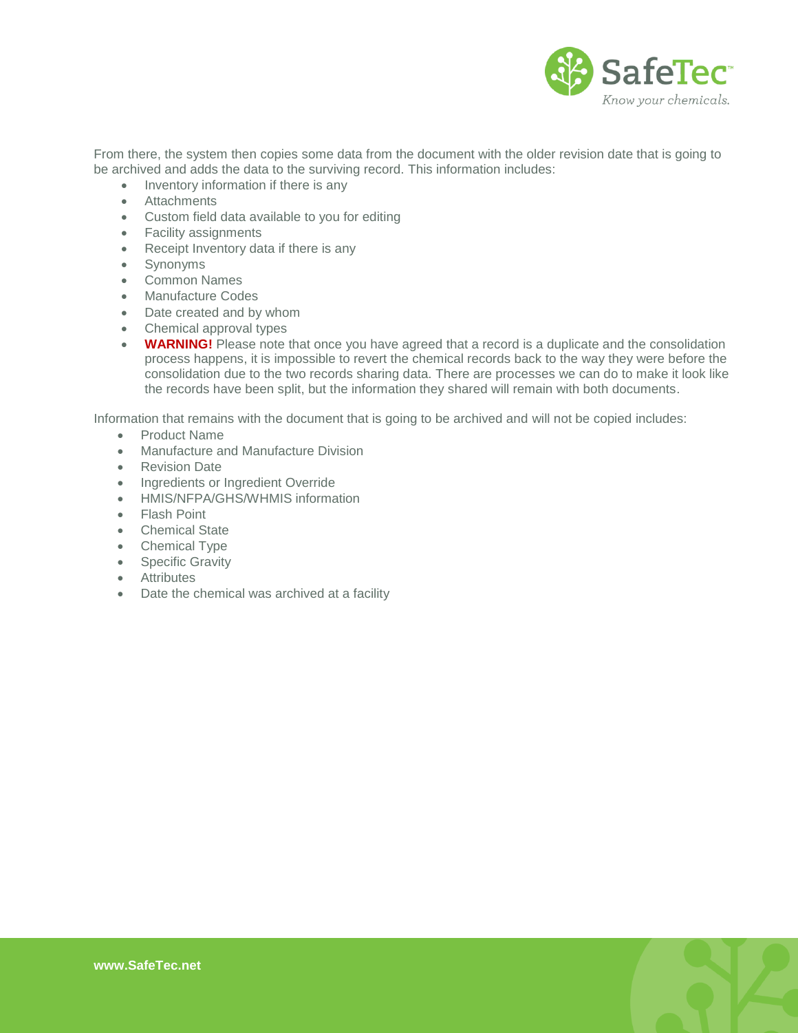From there, the system then copies some data from the document with the older revision date that is going to be archived and adds the data to the surviving record. This information includes:

- Inventory information if there is any
- Attachments
- Custom field data available to you for editing
- Facility assignments
- Receipt Inventory data if there is any
- Synonyms
- Common Names
- Manufacture Codes
- Date created and by whom
- Chemical approval types
- **WARNING!** Please note that once you have agreed that a record is a duplicate and the consolidation process happens, it is impossible to revert the chemical records back to the way they were before the consolidation due to the two records sharing data. There are processes we can do to make it look like the records have been split, but the information they shared will remain with both documents.

Information that remains with the document that is going to be archived and will not be copied includes:

- Product Name
- Manufacture and Manufacture Division
- Revision Date
- Ingredients or Ingredient Override
- HMIS/NFPA/GHS/WHMIS information
- Flash Point
- Chemical State
- Chemical Type
- Specific Gravity
- Attributes
- Date the chemical was archived at a facility